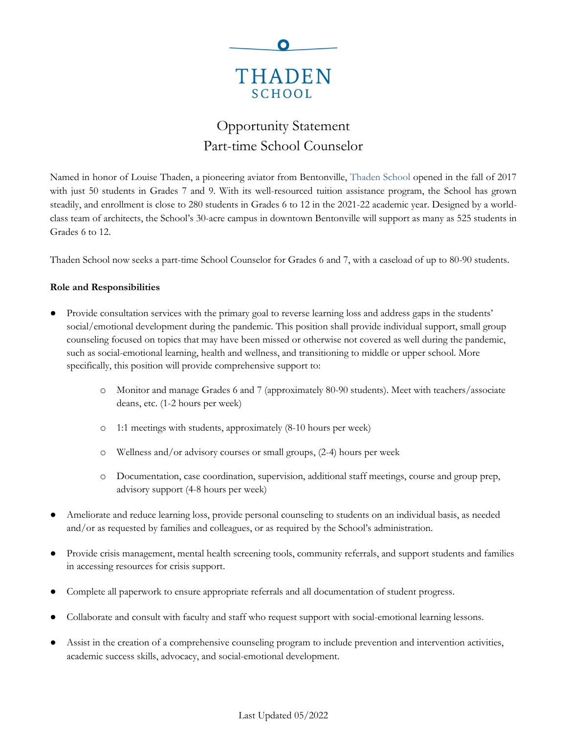THADEN
SCHOOL

# Opportunity Statement
# Part-time School Counselor

Named in honor of Louise Thaden, a pioneering aviator from Bentonville, Thaden School opened in the fall of 2017 with just 50 students in Grades 7 and 9. With its well-resourced tuition assistance program, the School has grown steadily, and enrollment is close to 280 students in Grades 6 to 12 in the 2021-22 academic year. Designed by a world-class team of architects, the School's 30-acre campus in downtown Bentonville will support as many as 525 students in Grades 6 to 12.

Thaden School now seeks a part-time School Counselor for Grades 6 and 7, with a caseload of up to 80-90 students.

**Role and Responsibilities**

- Provide consultation services with the primary goal to reverse learning loss and address gaps in the students' social/emotional development during the pandemic. This position shall provide individual support, small group counseling focused on topics that may have been missed or otherwise not covered as well during the pandemic, such as social-emotional learning, health and wellness, and transitioning to middle or upper school. More specifically, this position will provide comprehensive support to:
  - Monitor and manage Grades 6 and 7 (approximately 80-90 students). Meet with teachers/associate deans, etc. (1-2 hours per week)
  - 1:1 meetings with students, approximately (8-10 hours per week)
  - Wellness and/or advisory courses or small groups, (2-4) hours per week
  - Documentation, case coordination, supervision, additional staff meetings, course and group prep, advisory support (4-8 hours per week)
- Ameliorate and reduce learning loss, provide personal counseling to students on an individual basis, as needed and/or as requested by families and colleagues, or as required by the School's administration.
- Provide crisis management, mental health screening tools, community referrals, and support students and families in accessing resources for crisis support.
- Complete all paperwork to ensure appropriate referrals and all documentation of student progress.
- Collaborate and consult with faculty and staff who request support with social-emotional learning lessons.
- Assist in the creation of a comprehensive counseling program to include prevention and intervention activities, academic success skills, advocacy, and social-emotional development.

Last Updated 05/2022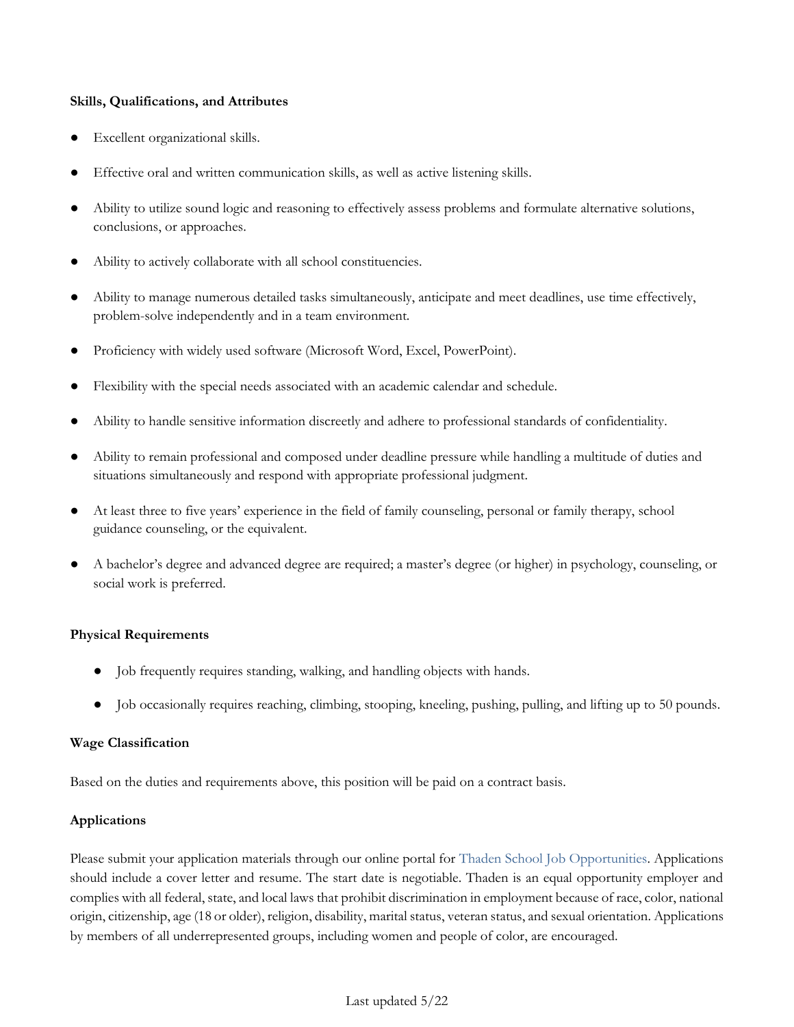**Skills, Qualifications, and Attributes**

- Excellent organizational skills.
- Effective oral and written communication skills, as well as active listening skills.
- Ability to utilize sound logic and reasoning to effectively assess problems and formulate alternative solutions, conclusions, or approaches.
- Ability to actively collaborate with all school constituencies.
- Ability to manage numerous detailed tasks simultaneously, anticipate and meet deadlines, use time effectively, problem-solve independently and in a team environment.
- Proficiency with widely used software (Microsoft Word, Excel, PowerPoint).
- Flexibility with the special needs associated with an academic calendar and schedule.
- Ability to handle sensitive information discreetly and adhere to professional standards of confidentiality.
- Ability to remain professional and composed under deadline pressure while handling a multitude of duties and situations simultaneously and respond with appropriate professional judgment.
- At least three to five years' experience in the field of family counseling, personal or family therapy, school guidance counseling, or the equivalent.
- A bachelor's degree and advanced degree are required; a master's degree (or higher) in psychology, counseling, or social work is preferred.

**Physical Requirements**

- Job frequently requires standing, walking, and handling objects with hands.
- Job occasionally requires reaching, climbing, stooping, kneeling, pushing, pulling, and lifting up to 50 pounds.

**Wage Classification**

Based on the duties and requirements above, this position will be paid on a contract basis.

**Applications**

Please submit your application materials through our online portal for Thaden School Job Opportunities. Applications should include a cover letter and resume. The start date is negotiable. Thaden is an equal opportunity employer and complies with all federal, state, and local laws that prohibit discrimination in employment because of race, color, national origin, citizenship, age (18 or older), religion, disability, marital status, veteran status, and sexual orientation. Applications by members of all underrepresented groups, including women and people of color, are encouraged.

Last updated 5/22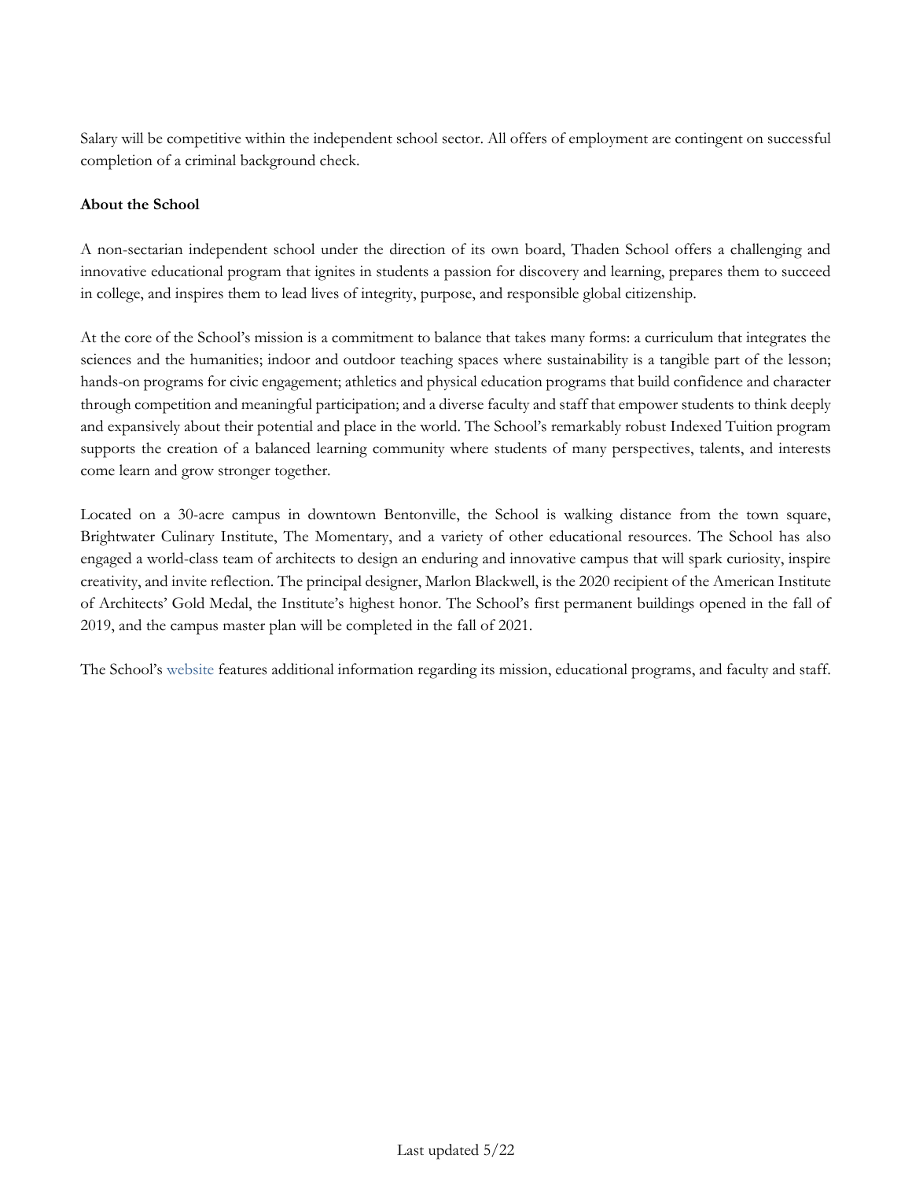Salary will be competitive within the independent school sector. All offers of employment are contingent on successful completion of a criminal background check.

**About the School**

A non-sectarian independent school under the direction of its own board, Thaden School offers a challenging and innovative educational program that ignites in students a passion for discovery and learning, prepares them to succeed in college, and inspires them to lead lives of integrity, purpose, and responsible global citizenship.

At the core of the School's mission is a commitment to balance that takes many forms: a curriculum that integrates the sciences and the humanities; indoor and outdoor teaching spaces where sustainability is a tangible part of the lesson; hands-on programs for civic engagement; athletics and physical education programs that build confidence and character through competition and meaningful participation; and a diverse faculty and staff that empower students to think deeply and expansively about their potential and place in the world. The School's remarkably robust Indexed Tuition program supports the creation of a balanced learning community where students of many perspectives, talents, and interests come learn and grow stronger together.

Located on a 30-acre campus in downtown Bentonville, the School is walking distance from the town square, Brightwater Culinary Institute, The Momentary, and a variety of other educational resources. The School has also engaged a world-class team of architects to design an enduring and innovative campus that will spark curiosity, inspire creativity, and invite reflection. The principal designer, Marlon Blackwell, is the 2020 recipient of the American Institute of Architects' Gold Medal, the Institute's highest honor. The School's first permanent buildings opened in the fall of 2019, and the campus master plan will be completed in the fall of 2021.

The School's website features additional information regarding its mission, educational programs, and faculty and staff.

Last updated 5/22